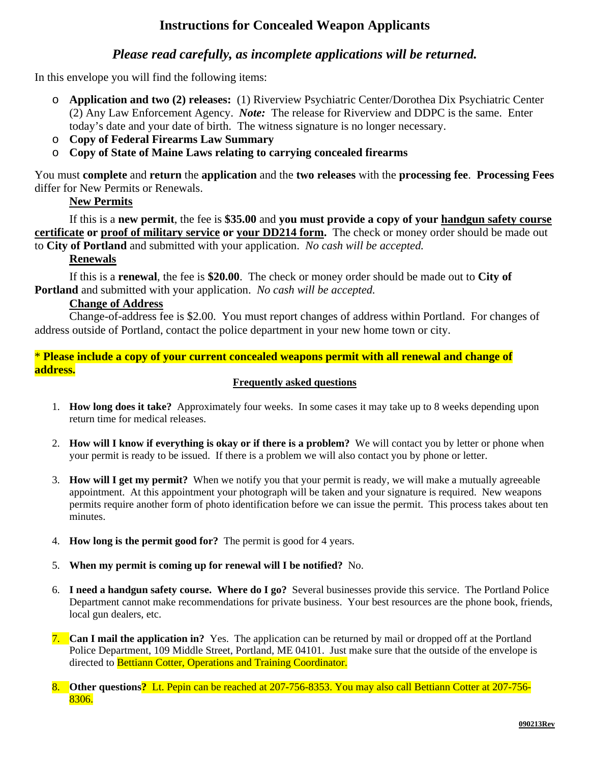# Instructions for Concealed Weapon Applicants

## *Please read carefully, as incomplete applications will be returned.*

In this envelope you will find the following items:

- **Application and two (2) releases:** (1) Riverview Psychiatric Center/Dorothea Dix Psychiatric Center (2) Any Law Enforcement Agency. ***Note:*** The release for Riverview and DDPC is the same. Enter today's date and your date of birth. The witness signature is no longer necessary.
- **Copy of Federal Firearms Law Summary**
- **Copy of State of Maine Laws relating to carrying concealed firearms**

You must **complete** and **return** the **application** and the **two releases** with the **processing fee**. **Processing Fees** differ for New Permits or Renewals.

**New Permits**

If this is a **new permit**, the fee is **$35.00** and **you must provide a copy of your handgun safety course certificate or proof of military service or your DD214 form.** The check or money order should be made out to **City of Portland** and submitted with your application. *No cash will be accepted.*

**Renewals**

If this is a **renewal**, the fee is **$20.00**. The check or money order should be made out to **City of Portland** and submitted with your application. *No cash will be accepted.*

**Change of Address**

Change-of-address fee is $2.00. You must report changes of address within Portland. For changes of address outside of Portland, contact the police department in your new home town or city.

\* **Please include a copy of your current concealed weapons permit with all renewal and change of address.**

### Frequently asked questions

1. **How long does it take?** Approximately four weeks. In some cases it may take up to 8 weeks depending upon return time for medical releases.

2. **How will I know if everything is okay or if there is a problem?** We will contact you by letter or phone when your permit is ready to be issued. If there is a problem we will also contact you by phone or letter.

3. **How will I get my permit?** When we notify you that your permit is ready, we will make a mutually agreeable appointment. At this appointment your photograph will be taken and your signature is required. New weapons permits require another form of photo identification before we can issue the permit. This process takes about ten minutes.

4. **How long is the permit good for?** The permit is good for 4 years.

5. **When my permit is coming up for renewal will I be notified?** No.

6. **I need a handgun safety course. Where do I go?** Several businesses provide this service. The Portland Police Department cannot make recommendations for private business. Your best resources are the phone book, friends, local gun dealers, etc.

7. **Can I mail the application in?** Yes. The application can be returned by mail or dropped off at the Portland Police Department, 109 Middle Street, Portland, ME 04101. Just make sure that the outside of the envelope is directed to Bettiann Cotter, Operations and Training Coordinator.

8. **Other questions?** Lt. Pepin can be reached at 207-756-8353. You may also call Bettiann Cotter at 207-756-8306.

090213Rev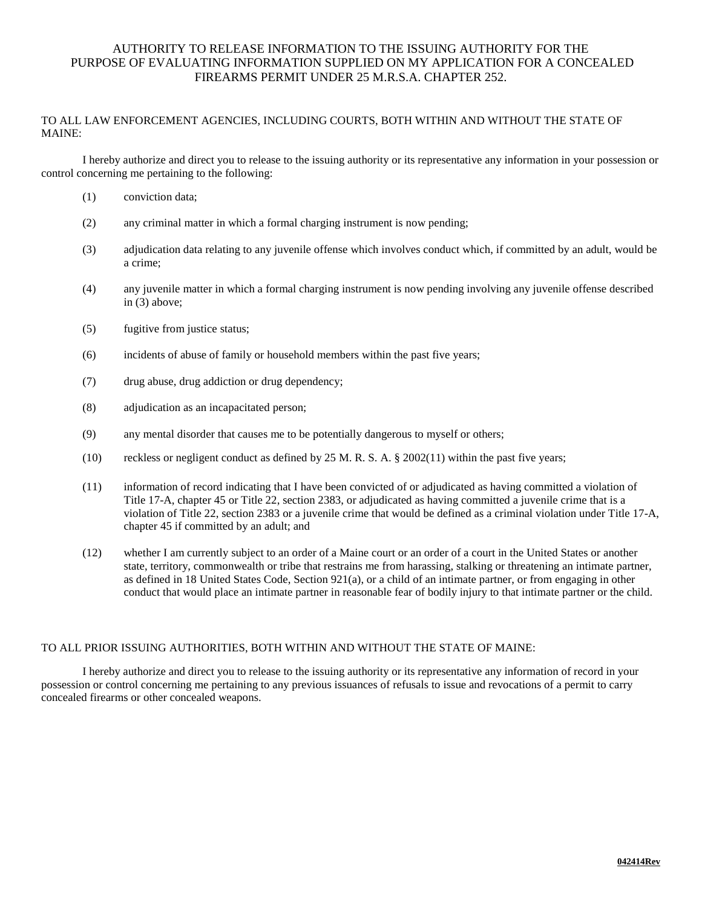# AUTHORITY TO RELEASE INFORMATION TO THE ISSUING AUTHORITY FOR THE PURPOSE OF EVALUATING INFORMATION SUPPLIED ON MY APPLICATION FOR A CONCEALED FIREARMS PERMIT UNDER 25 M.R.S.A. CHAPTER 252.

TO ALL LAW ENFORCEMENT AGENCIES, INCLUDING COURTS, BOTH WITHIN AND WITHOUT THE STATE OF MAINE:

I hereby authorize and direct you to release to the issuing authority or its representative any information in your possession or control concerning me pertaining to the following:

(1) conviction data;

(2) any criminal matter in which a formal charging instrument is now pending;

(3) adjudication data relating to any juvenile offense which involves conduct which, if committed by an adult, would be a crime;

(4) any juvenile matter in which a formal charging instrument is now pending involving any juvenile offense described in (3) above;

(5) fugitive from justice status;

(6) incidents of abuse of family or household members within the past five years;

(7) drug abuse, drug addiction or drug dependency;

(8) adjudication as an incapacitated person;

(9) any mental disorder that causes me to be potentially dangerous to myself or others;

(10) reckless or negligent conduct as defined by 25 M. R. S. A. § 2002(11) within the past five years;

(11) information of record indicating that I have been convicted of or adjudicated as having committed a violation of Title 17-A, chapter 45 or Title 22, section 2383, or adjudicated as having committed a juvenile crime that is a violation of Title 22, section 2383 or a juvenile crime that would be defined as a criminal violation under Title 17-A, chapter 45 if committed by an adult; and

(12) whether I am currently subject to an order of a Maine court or an order of a court in the United States or another state, territory, commonwealth or tribe that restrains me from harassing, stalking or threatening an intimate partner, as defined in 18 United States Code, Section 921(a), or a child of an intimate partner, or from engaging in other conduct that would place an intimate partner in reasonable fear of bodily injury to that intimate partner or the child.

TO ALL PRIOR ISSUING AUTHORITIES, BOTH WITHIN AND WITHOUT THE STATE OF MAINE:

I hereby authorize and direct you to release to the issuing authority or its representative any information of record in your possession or control concerning me pertaining to any previous issuances of refusals to issue and revocations of a permit to carry concealed firearms or other concealed weapons.

**042414Rev**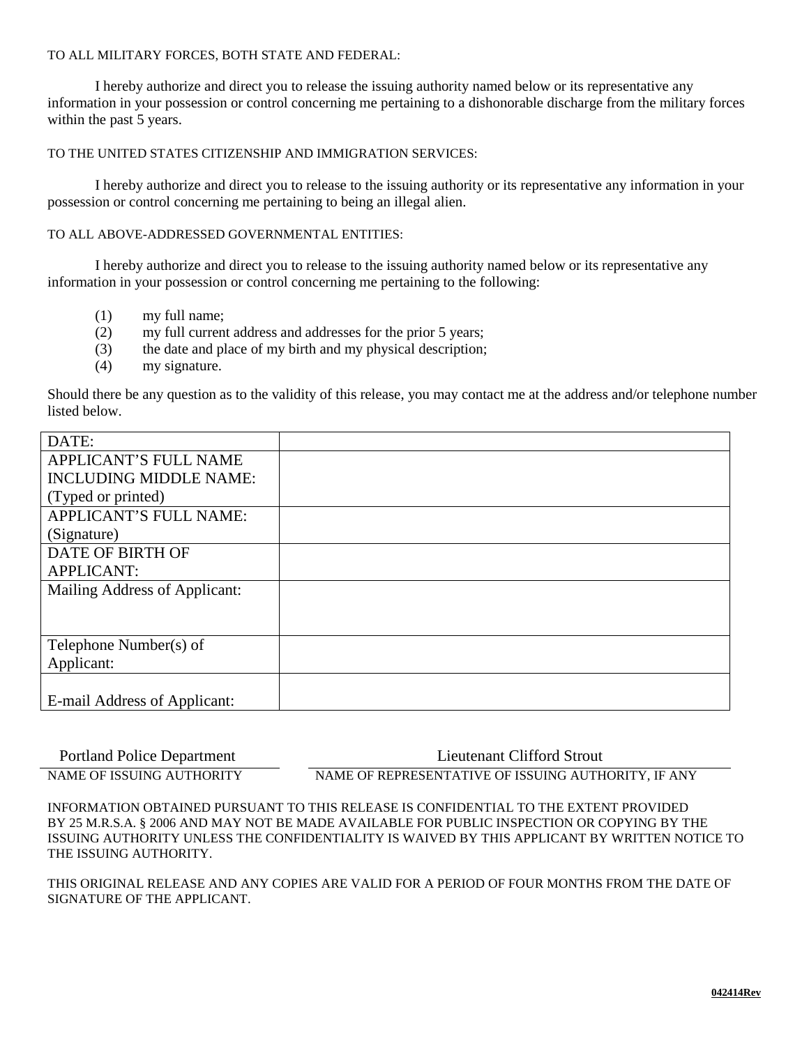TO ALL MILITARY FORCES, BOTH STATE AND FEDERAL:

I hereby authorize and direct you to release the issuing authority named below or its representative any information in your possession or control concerning me pertaining to a dishonorable discharge from the military forces within the past 5 years.

TO THE UNITED STATES CITIZENSHIP AND IMMIGRATION SERVICES:

I hereby authorize and direct you to release to the issuing authority or its representative any information in your possession or control concerning me pertaining to being an illegal alien.

TO ALL ABOVE-ADDRESSED GOVERNMENTAL ENTITIES:

I hereby authorize and direct you to release to the issuing authority named below or its representative any information in your possession or control concerning me pertaining to the following:

(1) my full name;
(2) my full current address and addresses for the prior 5 years;
(3) the date and place of my birth and my physical description;
(4) my signature.

Should there be any question as to the validity of this release, you may contact me at the address and/or telephone number listed below.

| DATE: | |
|---|---|
| APPLICANT'S FULL NAME INCLUDING MIDDLE NAME: (Typed or printed) | |
| APPLICANT'S FULL NAME: (Signature) | |
| DATE OF BIRTH OF APPLICANT: | |
| Mailing Address of Applicant: | |
| Telephone Number(s) of Applicant: | |
| E-mail Address of Applicant: | |

Portland Police Department
NAME OF ISSUING AUTHORITY

Lieutenant Clifford Strout
NAME OF REPRESENTATIVE OF ISSUING AUTHORITY, IF ANY

INFORMATION OBTAINED PURSUANT TO THIS RELEASE IS CONFIDENTIAL TO THE EXTENT PROVIDED BY 25 M.R.S.A. § 2006 AND MAY NOT BE MADE AVAILABLE FOR PUBLIC INSPECTION OR COPYING BY THE ISSUING AUTHORITY UNLESS THE CONFIDENTIALITY IS WAIVED BY THIS APPLICANT BY WRITTEN NOTICE TO THE ISSUING AUTHORITY.

THIS ORIGINAL RELEASE AND ANY COPIES ARE VALID FOR A PERIOD OF FOUR MONTHS FROM THE DATE OF SIGNATURE OF THE APPLICANT.

**042414Rev**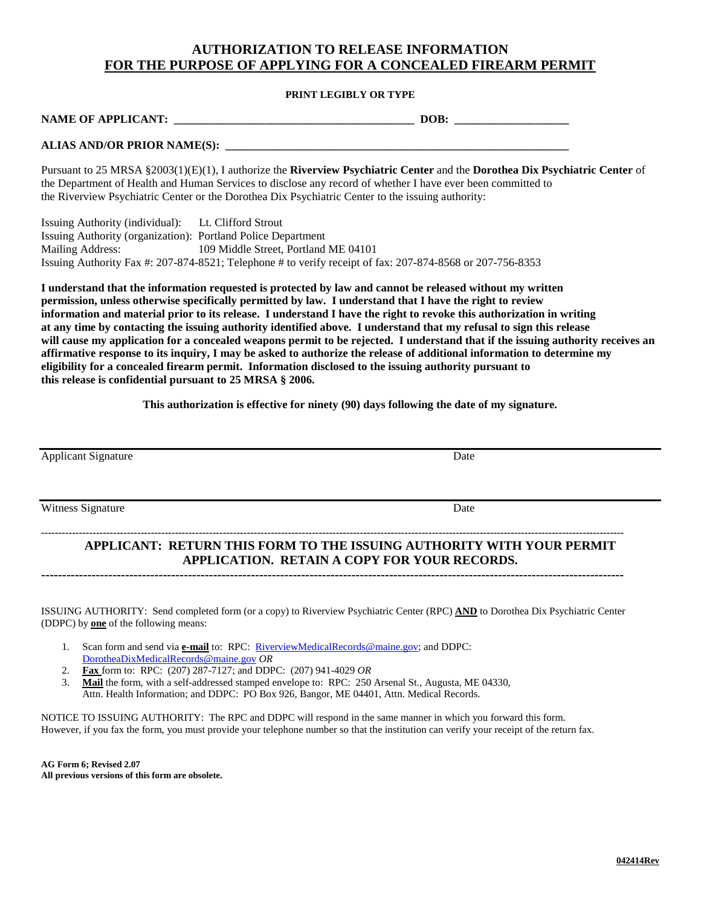# AUTHORIZATION TO RELEASE INFORMATION
## FOR THE PURPOSE OF APPLYING FOR A CONCEALED FIREARM PERMIT

**PRINT LEGIBLY OR TYPE**

**NAME OF APPLICANT:** ________________________________________ **DOB:** ___________________

**ALIAS AND/OR PRIOR NAME(S):** __________________________________________________________

Pursuant to 25 MRSA §2003(1)(E)(1), I authorize the **Riverview Psychiatric Center** and the **Dorothea Dix Psychiatric Center** of the Department of Health and Human Services to disclose any record of whether I have ever been committed to the Riverview Psychiatric Center or the Dorothea Dix Psychiatric Center to the issuing authority:

Issuing Authority (individual): Lt. Clifford Strout
Issuing Authority (organization): Portland Police Department
Mailing Address: 109 Middle Street, Portland ME 04101
Issuing Authority Fax #: 207-874-8521; Telephone # to verify receipt of fax: 207-874-8568 or 207-756-8353

**I understand that the information requested is protected by law and cannot be released without my written permission, unless otherwise specifically permitted by law. I understand that I have the right to review information and material prior to its release. I understand I have the right to revoke this authorization in writing at any time by contacting the issuing authority identified above. I understand that my refusal to sign this release will cause my application for a concealed weapons permit to be rejected. I understand that if the issuing authority receives an affirmative response to its inquiry, I may be asked to authorize the release of additional information to determine my eligibility for a concealed firearm permit. Information disclosed to the issuing authority pursuant to this release is confidential pursuant to 25 MRSA § 2006.**

**This authorization is effective for ninety (90) days following the date of my signature.**

______________________________________________________________________
Applicant Signature Date

______________________________________________________________________
Witness Signature Date

---

**APPLICANT: RETURN THIS FORM TO THE ISSUING AUTHORITY WITH YOUR PERMIT APPLICATION. RETAIN A COPY FOR YOUR RECORDS.**

---

ISSUING AUTHORITY: Send completed form (or a copy) to Riverview Psychiatric Center (RPC) **AND** to Dorothea Dix Psychiatric Center (DDPC) by **one** of the following means:

1. Scan form and send via **e-mail** to: RPC: RiverviewMedicalRecords@maine.gov; and DDPC: DorotheaDixMedicalRecords@maine.gov *OR*
2. **Fax** form to: RPC: (207) 287-7127; and DDPC: (207) 941-4029 *OR*
3. **Mail** the form, with a self-addressed stamped envelope to: RPC: 250 Arsenal St., Augusta, ME 04330, Attn. Health Information; and DDPC: PO Box 926, Bangor, ME 04401, Attn. Medical Records.

NOTICE TO ISSUING AUTHORITY: The RPC and DDPC will respond in the same manner in which you forward this form. However, if you fax the form, you must provide your telephone number so that the institution can verify your receipt of the return fax.

**AG Form 6; Revised 2.07**
**All previous versions of this form are obsolete.**

**042414Rev**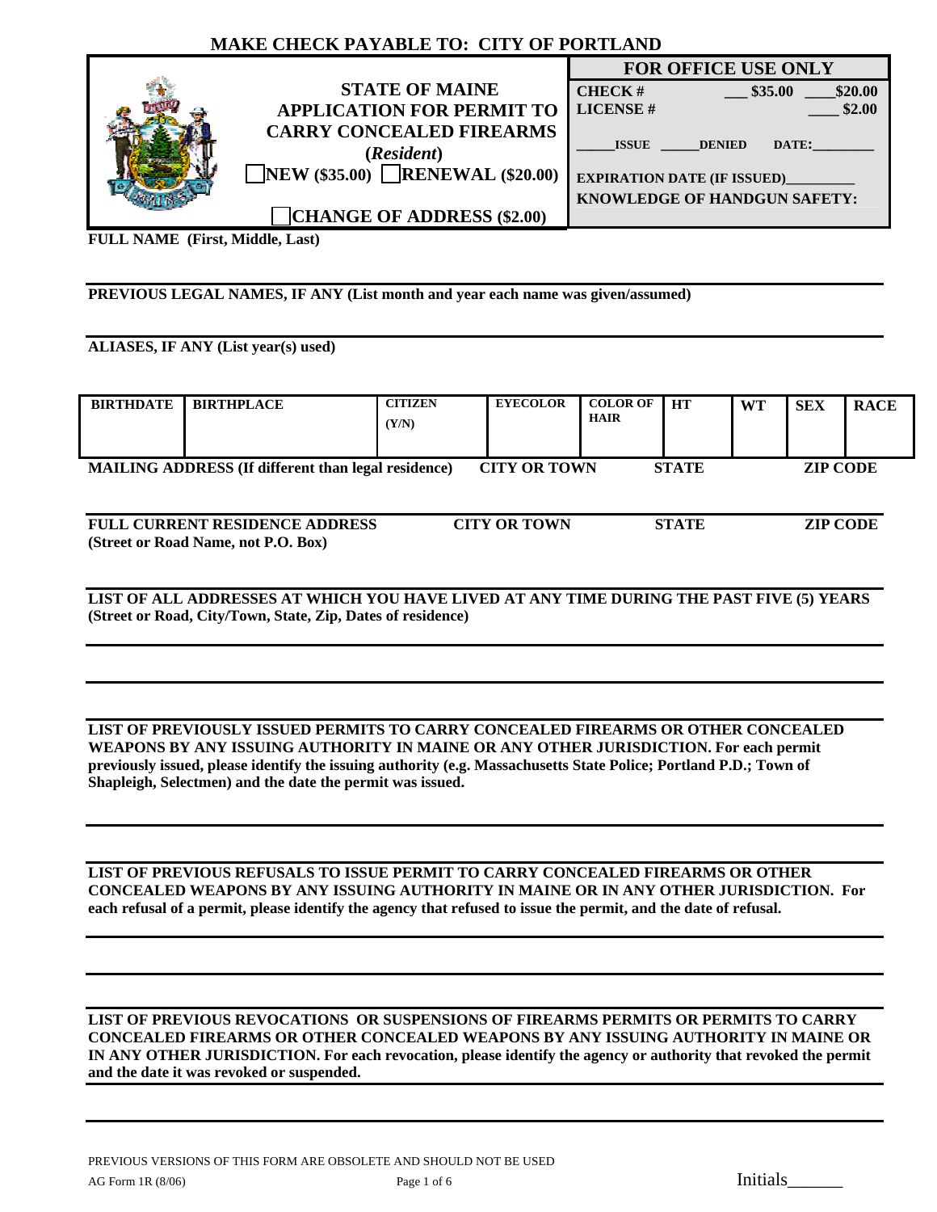**MAKE CHECK PAYABLE TO: CITY OF PORTLAND**

# STATE OF MAINE
## APPLICATION FOR PERMIT TO CARRY CONCEALED FIREARMS
**(*Resident*)**

☐ **NEW ($35.00)** ☐ **RENEWAL ($20.00)**

☐ **CHANGE OF ADDRESS ($2.00)**

| FOR OFFICE USE ONLY | |
|---|---|
| CHECK # | ___ $35.00 ____$20.00 |
| LICENSE # | ____ $2.00 |
| _____ISSUE _____DENIED | DATE:________ |
| EXPIRATION DATE (IF ISSUED)_________ | |
| KNOWLEDGE OF HANDGUN SAFETY: | |

**FULL NAME (First, Middle, Last)**

**PREVIOUS LEGAL NAMES, IF ANY (List month and year each name was given/assumed)**

**ALIASES, IF ANY (List year(s) used)**

| BIRTHDATE | BIRTHPLACE | CITIZEN (Y/N) | EYECOLOR | COLOR OF HAIR | HT | WT | SEX | RACE |
|---|---|---|---|---|---|---|---|---|
| | | | | | | | | |

**MAILING ADDRESS (If different than legal residence)** **CITY OR TOWN** **STATE** **ZIP CODE**

**FULL CURRENT RESIDENCE ADDRESS (Street or Road Name, not P.O. Box)** **CITY OR TOWN** **STATE** **ZIP CODE**

**LIST OF ALL ADDRESSES AT WHICH YOU HAVE LIVED AT ANY TIME DURING THE PAST FIVE (5) YEARS (Street or Road, City/Town, State, Zip, Dates of residence)**

**LIST OF PREVIOUSLY ISSUED PERMITS TO CARRY CONCEALED FIREARMS OR OTHER CONCEALED WEAPONS BY ANY ISSUING AUTHORITY IN MAINE OR ANY OTHER JURISDICTION. For each permit previously issued, please identify the issuing authority (e.g. Massachusetts State Police; Portland P.D.; Town of Shapleigh, Selectmen) and the date the permit was issued.**

**LIST OF PREVIOUS REFUSALS TO ISSUE PERMIT TO CARRY CONCEALED FIREARMS OR OTHER CONCEALED WEAPONS BY ANY ISSUING AUTHORITY IN MAINE OR IN ANY OTHER JURISDICTION. For each refusal of a permit, please identify the agency that refused to issue the permit, and the date of refusal.**

**LIST OF PREVIOUS REVOCATIONS OR SUSPENSIONS OF FIREARMS PERMITS OR PERMITS TO CARRY CONCEALED FIREARMS OR OTHER CONCEALED WEAPONS BY ANY ISSUING AUTHORITY IN MAINE OR IN ANY OTHER JURISDICTION. For each revocation, please identify the agency or authority that revoked the permit and the date it was revoked or suspended.**

PREVIOUS VERSIONS OF THIS FORM ARE OBSOLETE AND SHOULD NOT BE USED

AG Form 1R (8/06)

Initials______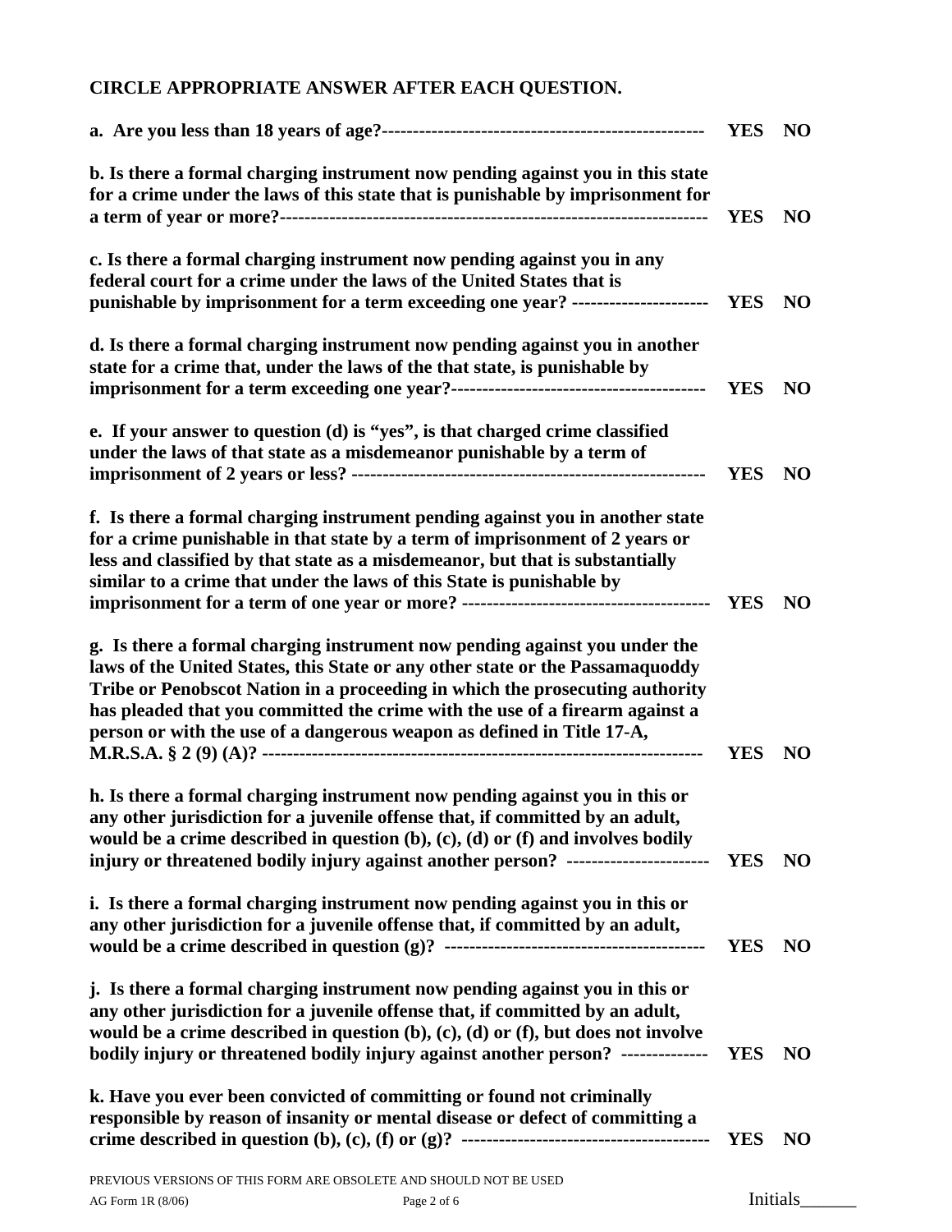**CIRCLE APPROPRIATE ANSWER AFTER EACH QUESTION.**

**a. Are you less than 18 years of age?---------------------------------------------------** **YES** **NO**

**b. Is there a formal charging instrument now pending against you in this state for a crime under the laws of this state that is punishable by imprisonment for a term of year or more?------------------------------------------------------------------** **YES** **NO**

**c. Is there a formal charging instrument now pending against you in any federal court for a crime under the laws of the United States that is punishable by imprisonment for a term exceeding one year? ---------------------** **YES** **NO**

**d. Is there a formal charging instrument now pending against you in another state for a crime that, under the laws of the that state, is punishable by imprisonment for a term exceeding one year?----------------------------------------** **YES** **NO**

**e. If your answer to question (d) is "yes", is that charged crime classified under the laws of that state as a misdemeanor punishable by a term of imprisonment of 2 years or less? -------------------------------------------------------** **YES** **NO**

**f. Is there a formal charging instrument pending against you in another state for a crime punishable in that state by a term of imprisonment of 2 years or less and classified by that state as a misdemeanor, but that is substantially similar to a crime that under the laws of this State is punishable by imprisonment for a term of one year or more? ---------------------------------------** **YES** **NO**

**g. Is there a formal charging instrument now pending against you under the laws of the United States, this State or any other state or the Passamaquoddy Tribe or Penobscot Nation in a proceeding in which the prosecuting authority has pleaded that you committed the crime with the use of a firearm against a person or with the use of a dangerous weapon as defined in Title 17-A, M.R.S.A. § 2 (9) (A)? ---------------------------------------------------------------------** **YES** **NO**

**h. Is there a formal charging instrument now pending against you in this or any other jurisdiction for a juvenile offense that, if committed by an adult, would be a crime described in question (b), (c), (d) or (f) and involves bodily injury or threatened bodily injury against another person? ----------------------** **YES** **NO**

**i. Is there a formal charging instrument now pending against you in this or any other jurisdiction for a juvenile offense that, if committed by an adult, would be a crime described in question (g)? -----------------------------------------** **YES** **NO**

**j. Is there a formal charging instrument now pending against you in this or any other jurisdiction for a juvenile offense that, if committed by an adult, would be a crime described in question (b), (c), (d) or (f), but does not involve bodily injury or threatened bodily injury against another person? -------------** **YES** **NO**

**k. Have you ever been convicted of committing or found not criminally responsible by reason of insanity or mental disease or defect of committing a crime described in question (b), (c), (f) or (g)? ---------------------------------------** **YES** **NO**

PREVIOUS VERSIONS OF THIS FORM ARE OBSOLETE AND SHOULD NOT BE USED

AG Form 1R (8/06)

Initials______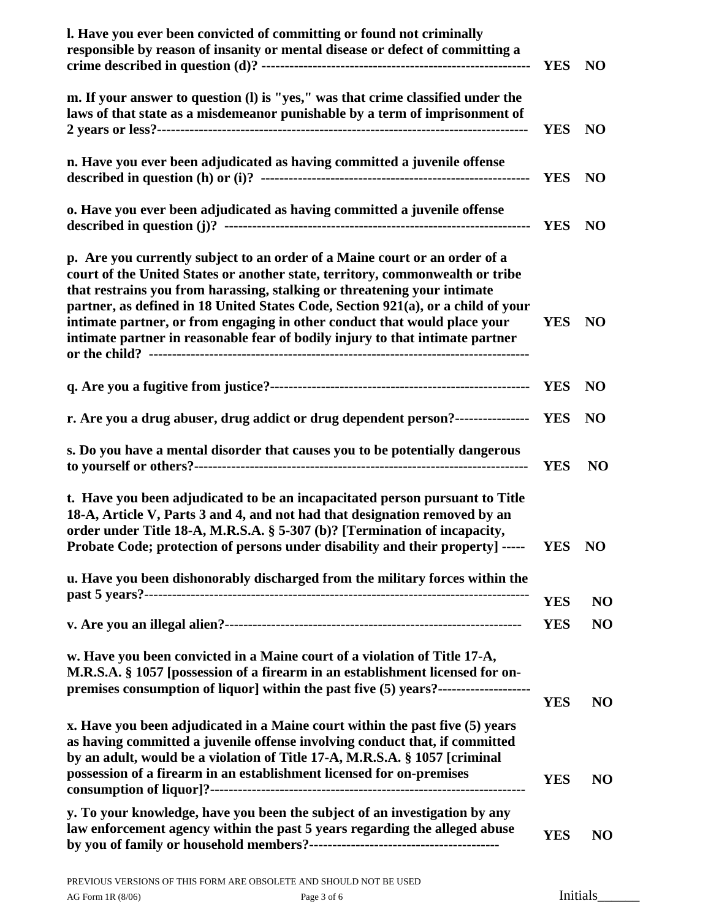**l. Have you ever been convicted of committing or found not criminally responsible by reason of insanity or mental disease or defect of committing a crime described in question (d)? --------------------------------------------------------- YES NO**

**m. If your answer to question (l) is "yes," was that crime classified under the laws of that state as a misdemeanor punishable by a term of imprisonment of 2 years or less?------------------------------------------------------------------------------ YES NO**

**n. Have you ever been adjudicated as having committed a juvenile offense described in question (h) or (i)? --------------------------------------------------------- YES NO**

**o. Have you ever been adjudicated as having committed a juvenile offense described in question (j)? ---------------------------------------------------------------- YES NO**

**p. Are you currently subject to an order of a Maine court or an order of a court of the United States or another state, territory, commonwealth or tribe that restrains you from harassing, stalking or threatening your intimate partner, as defined in 18 United States Code, Section 921(a), or a child of your intimate partner, or from engaging in other conduct that would place your intimate partner in reasonable fear of bodily injury to that intimate partner or the child? ------------------------------------------------------------------------------ YES NO**

**q. Are you a fugitive from justice?------------------------------------------------------ YES NO**

**r. Are you a drug abuser, drug addict or drug dependent person?--------------- YES NO**

**s. Do you have a mental disorder that causes you to be potentially dangerous to yourself or others?---------------------------------------------------------------------- YES NO**

**t. Have you been adjudicated to be an incapacitated person pursuant to Title 18-A, Article V, Parts 3 and 4, and not had that designation removed by an order under Title 18-A, M.R.S.A. § 5-307 (b)? [Termination of incapacity, Probate Code; protection of persons under disability and their property] ----- YES NO**

**u. Have you been dishonorably discharged from the military forces within the past 5 years?------------------------------------------------------------------------------ YES NO**

**v. Are you an illegal alien?--------------------------------------------------------------- YES NO**

**w. Have you been convicted in a Maine court of a violation of Title 17-A, M.R.S.A. § 1057 [possession of a firearm in an establishment licensed for on-premises consumption of liquor] within the past five (5) years?------------------- YES NO**

**x. Have you been adjudicated in a Maine court within the past five (5) years as having committed a juvenile offense involving conduct that, if committed by an adult, would be a violation of Title 17-A, M.R.S.A. § 1057 [criminal possession of a firearm in an establishment licensed for on-premises consumption of liquor]?------------------------------------------------------------------ YES NO**

**y. To your knowledge, have you been the subject of an investigation by any law enforcement agency within the past 5 years regarding the alleged abuse by you of family or household members?---------------------------------------- YES NO**

PREVIOUS VERSIONS OF THIS FORM ARE OBSOLETE AND SHOULD NOT BE USED

AG Form 1R (8/06)

Initials______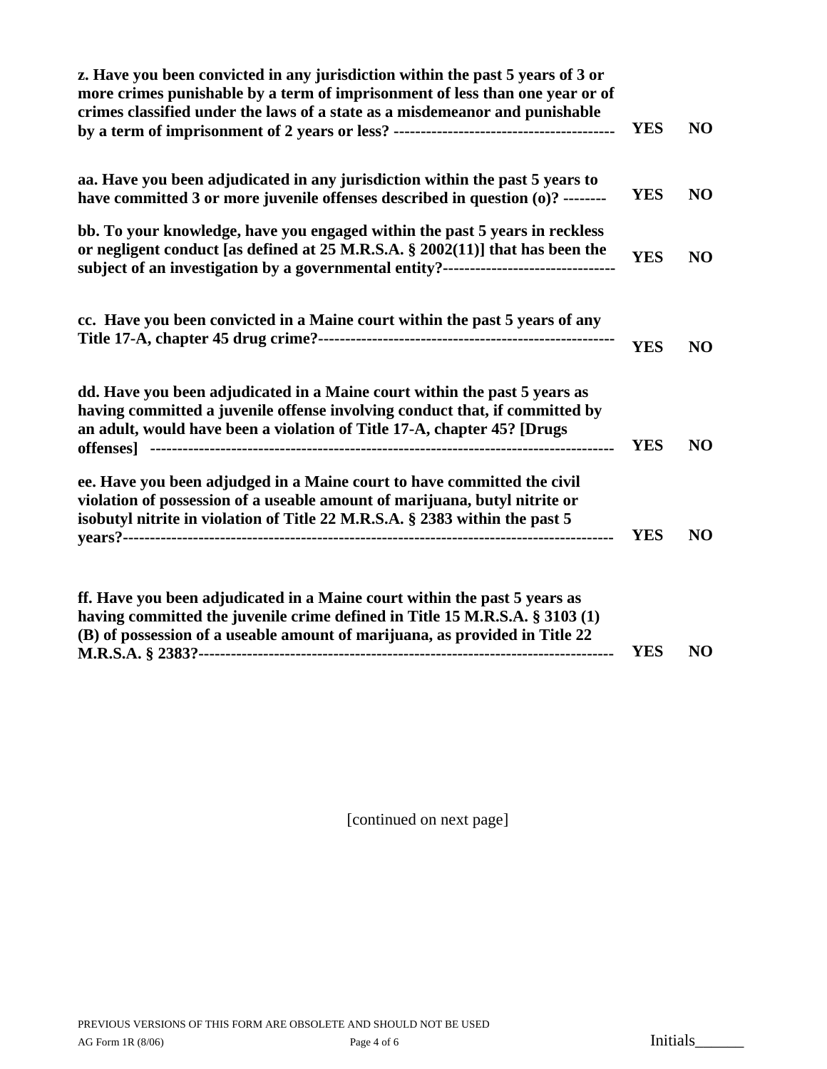| | | |
|---|---|---|
| **z. Have you been convicted in any jurisdiction within the past 5 years of 3 or more crimes punishable by a term of imprisonment of less than one year or of crimes classified under the laws of a state as a misdemeanor and punishable by a term of imprisonment of 2 years or less? ----------------------------------------** | **YES** | **NO** |
| **aa. Have you been adjudicated in any jurisdiction within the past 5 years to have committed 3 or more juvenile offenses described in question (o)? --------** | **YES** | **NO** |
| **bb. To your knowledge, have you engaged within the past 5 years in reckless or negligent conduct [as defined at 25 M.R.S.A. § 2002(11)] that has been the subject of an investigation by a governmental entity?--------------------------------** | **YES** | **NO** |
| **cc. Have you been convicted in a Maine court within the past 5 years of any Title 17-A, chapter 45 drug crime?------------------------------------------------------** | **YES** | **NO** |
| **dd. Have you been adjudicated in a Maine court within the past 5 years as having committed a juvenile offense involving conduct that, if committed by an adult, would have been a violation of Title 17-A, chapter 45? [Drugs offenses] ----------------------------------------------------------------------------------** | **YES** | **NO** |
| **ee. Have you been adjudged in a Maine court to have committed the civil violation of possession of a useable amount of marijuana, butyl nitrite or isobutyl nitrite in violation of Title 22 M.R.S.A. § 2383 within the past 5 years?-----------------------------------------------------------------------------------------** | **YES** | **NO** |
| **ff. Have you been adjudicated in a Maine court within the past 5 years as having committed the juvenile crime defined in Title 15 M.R.S.A. § 3103 (1) (B) of possession of a useable amount of marijuana, as provided in Title 22 M.R.S.A. § 2383?---------------------------------------------------------------------------** | **YES** | **NO** |

[continued on next page]

PREVIOUS VERSIONS OF THIS FORM ARE OBSOLETE AND SHOULD NOT BE USED

AG Form 1R (8/06)

Initials______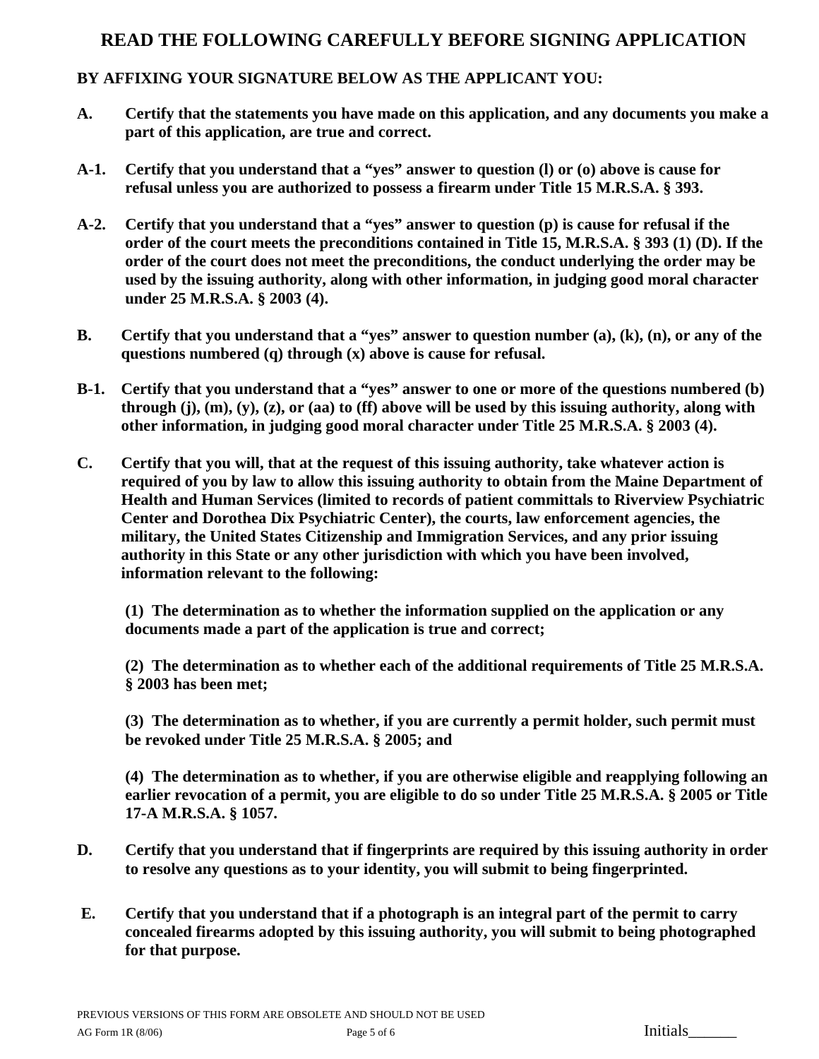# READ THE FOLLOWING CAREFULLY BEFORE SIGNING APPLICATION

**BY AFFIXING YOUR SIGNATURE BELOW AS THE APPLICANT YOU:**

**A.** **Certify that the statements you have made on this application, and any documents you make a part of this application, are true and correct.**

**A-1.** **Certify that you understand that a "yes" answer to question (l) or (o) above is cause for refusal unless you are authorized to possess a firearm under Title 15 M.R.S.A. § 393.**

**A-2.** **Certify that you understand that a "yes" answer to question (p) is cause for refusal if the order of the court meets the preconditions contained in Title 15, M.R.S.A. § 393 (1) (D). If the order of the court does not meet the preconditions, the conduct underlying the order may be used by the issuing authority, along with other information, in judging good moral character under 25 M.R.S.A. § 2003 (4).**

**B.** **Certify that you understand that a "yes" answer to question number (a), (k), (n), or any of the questions numbered (q) through (x) above is cause for refusal.**

**B-1.** **Certify that you understand that a "yes" answer to one or more of the questions numbered (b) through (j), (m), (y), (z), or (aa) to (ff) above will be used by this issuing authority, along with other information, in judging good moral character under Title 25 M.R.S.A. § 2003 (4).**

**C.** **Certify that you will, that at the request of this issuing authority, take whatever action is required of you by law to allow this issuing authority to obtain from the Maine Department of Health and Human Services (limited to records of patient committals to Riverview Psychiatric Center and Dorothea Dix Psychiatric Center), the courts, law enforcement agencies, the military, the United States Citizenship and Immigration Services, and any prior issuing authority in this State or any other jurisdiction with which you have been involved, information relevant to the following:**

**(1) The determination as to whether the information supplied on the application or any documents made a part of the application is true and correct;**

**(2) The determination as to whether each of the additional requirements of Title 25 M.R.S.A. § 2003 has been met;**

**(3) The determination as to whether, if you are currently a permit holder, such permit must be revoked under Title 25 M.R.S.A. § 2005; and**

**(4) The determination as to whether, if you are otherwise eligible and reapplying following an earlier revocation of a permit, you are eligible to do so under Title 25 M.R.S.A. § 2005 or Title 17-A M.R.S.A. § 1057.**

**D.** **Certify that you understand that if fingerprints are required by this issuing authority in order to resolve any questions as to your identity, you will submit to being fingerprinted.**

**E.** **Certify that you understand that if a photograph is an integral part of the permit to carry concealed firearms adopted by this issuing authority, you will submit to being photographed for that purpose.**

PREVIOUS VERSIONS OF THIS FORM ARE OBSOLETE AND SHOULD NOT BE USED

AG Form 1R (8/06)

Initials______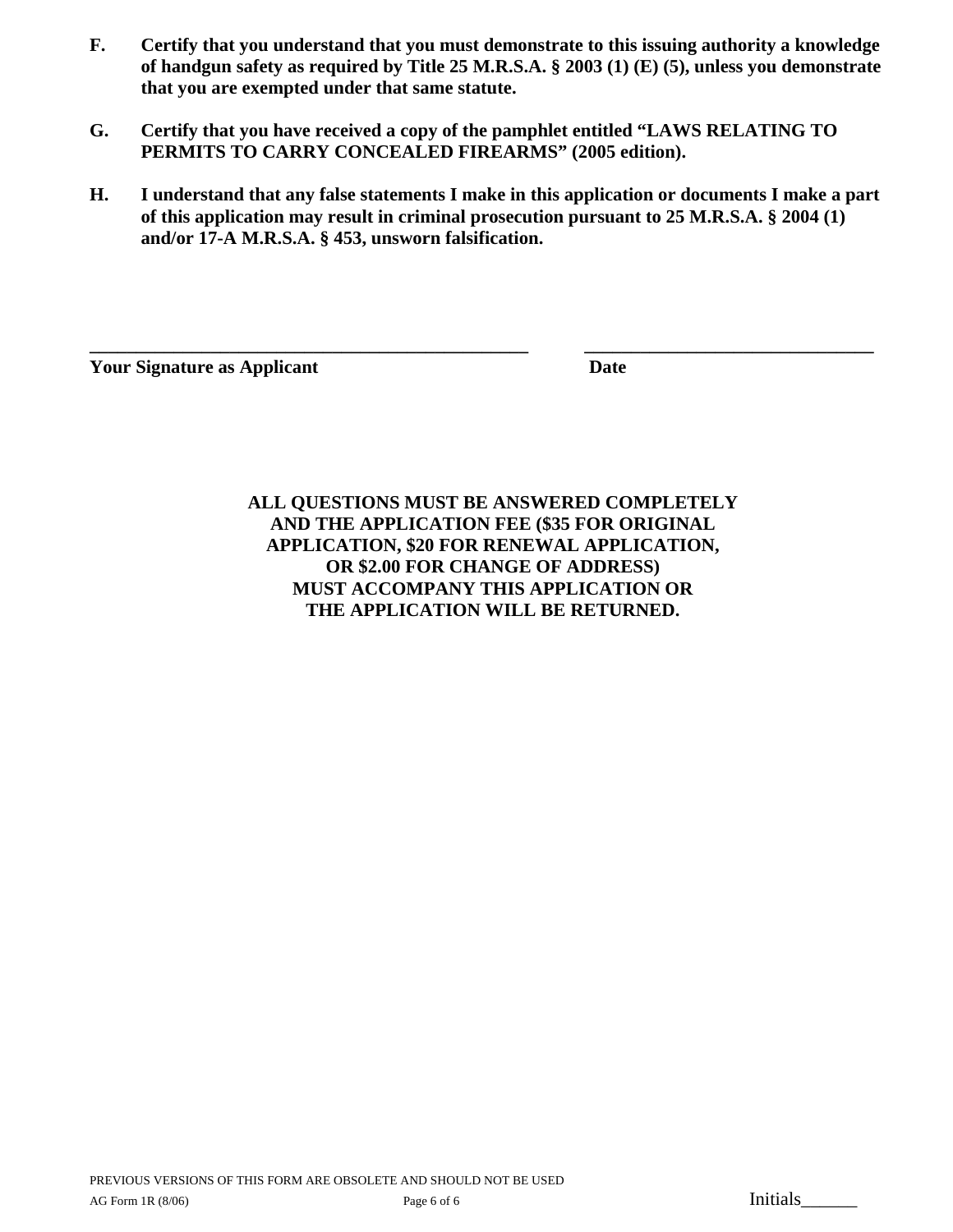**F. Certify that you understand that you must demonstrate to this issuing authority a knowledge of handgun safety as required by Title 25 M.R.S.A. § 2003 (1) (E) (5), unless you demonstrate that you are exempted under that same statute.**

**G. Certify that you have received a copy of the pamphlet entitled "LAWS RELATING TO PERMITS TO CARRY CONCEALED FIREARMS" (2005 edition).**

**H. I understand that any false statements I make in this application or documents I make a part of this application may result in criminal prosecution pursuant to 25 M.R.S.A. § 2004 (1) and/or 17-A M.R.S.A. § 453, unsworn falsification.**

\_\_\_\_\_\_\_\_\_\_\_\_\_\_\_\_\_\_\_\_\_\_\_\_\_\_\_\_\_\_\_\_\_\_\_\_\_\_\_\_\_\_\_\_\_\_\_\_ \_\_\_\_\_\_\_\_\_\_\_\_\_\_\_\_\_\_\_\_\_\_\_\_\_\_\_\_\_\_\_\_

**Your Signature as Applicant** **Date**

**ALL QUESTIONS MUST BE ANSWERED COMPLETELY AND THE APPLICATION FEE ($35 FOR ORIGINAL APPLICATION, $20 FOR RENEWAL APPLICATION, OR $2.00 FOR CHANGE OF ADDRESS) MUST ACCOMPANY THIS APPLICATION OR THE APPLICATION WILL BE RETURNED.**

PREVIOUS VERSIONS OF THIS FORM ARE OBSOLETE AND SHOULD NOT BE USED

AG Form 1R (8/06)

Initials\_\_\_\_\_\_